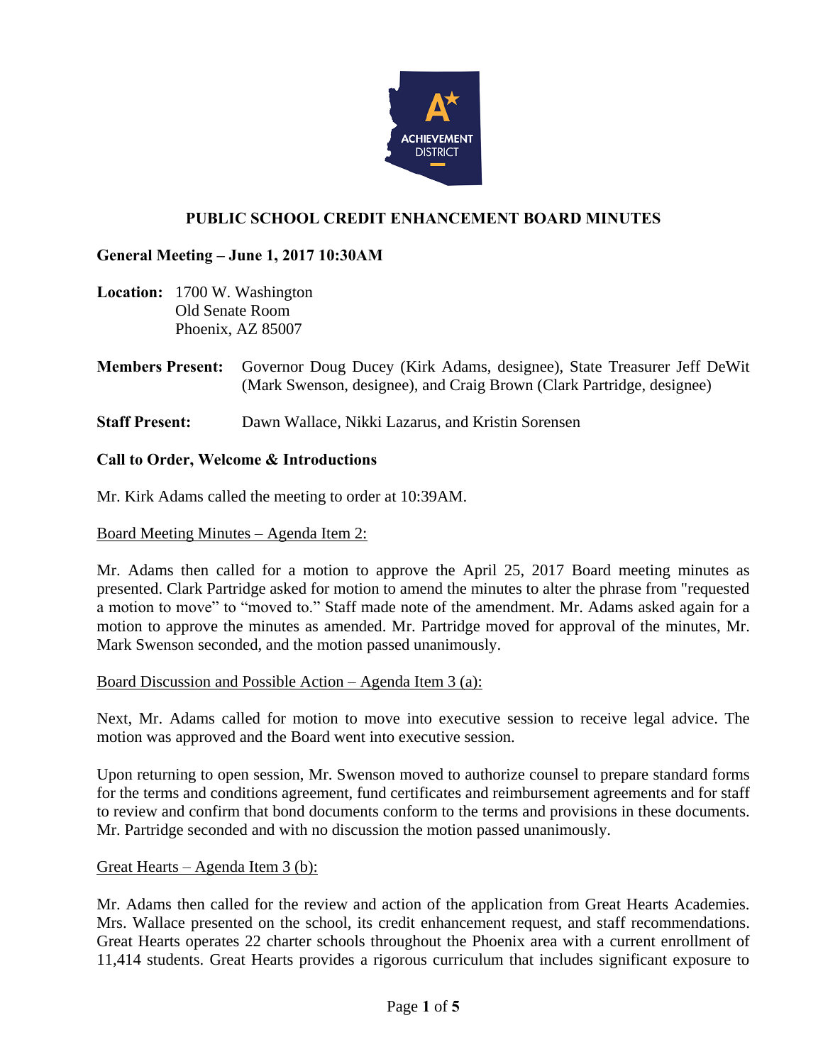# PUBLIC SCHOOL CREDIT ENHANCEMENT BOARD MINUTES

**General Meeting – June 1, 2017 10:30AM**

**Location:** 1700 W. Washington
Old Senate Room
Phoenix, AZ 85007

**Members Present:** Governor Doug Ducey (Kirk Adams, designee), State Treasurer Jeff DeWit (Mark Swenson, designee), and Craig Brown (Clark Partridge, designee)

**Staff Present:** Dawn Wallace, Nikki Lazarus, and Kristin Sorensen

**Call to Order, Welcome & Introductions**

Mr. Kirk Adams called the meeting to order at 10:39AM.

Board Meeting Minutes – Agenda Item 2:

Mr. Adams then called for a motion to approve the April 25, 2017 Board meeting minutes as presented. Clark Partridge asked for motion to amend the minutes to alter the phrase from "requested a motion to move" to "moved to." Staff made note of the amendment. Mr. Adams asked again for a motion to approve the minutes as amended. Mr. Partridge moved for approval of the minutes, Mr. Mark Swenson seconded, and the motion passed unanimously.

Board Discussion and Possible Action – Agenda Item 3 (a):

Next, Mr. Adams called for motion to move into executive session to receive legal advice. The motion was approved and the Board went into executive session.

Upon returning to open session, Mr. Swenson moved to authorize counsel to prepare standard forms for the terms and conditions agreement, fund certificates and reimbursement agreements and for staff to review and confirm that bond documents conform to the terms and provisions in these documents. Mr. Partridge seconded and with no discussion the motion passed unanimously.

Great Hearts – Agenda Item 3 (b):

Mr. Adams then called for the review and action of the application from Great Hearts Academies. Mrs. Wallace presented on the school, its credit enhancement request, and staff recommendations. Great Hearts operates 22 charter schools throughout the Phoenix area with a current enrollment of 11,414 students. Great Hearts provides a rigorous curriculum that includes significant exposure to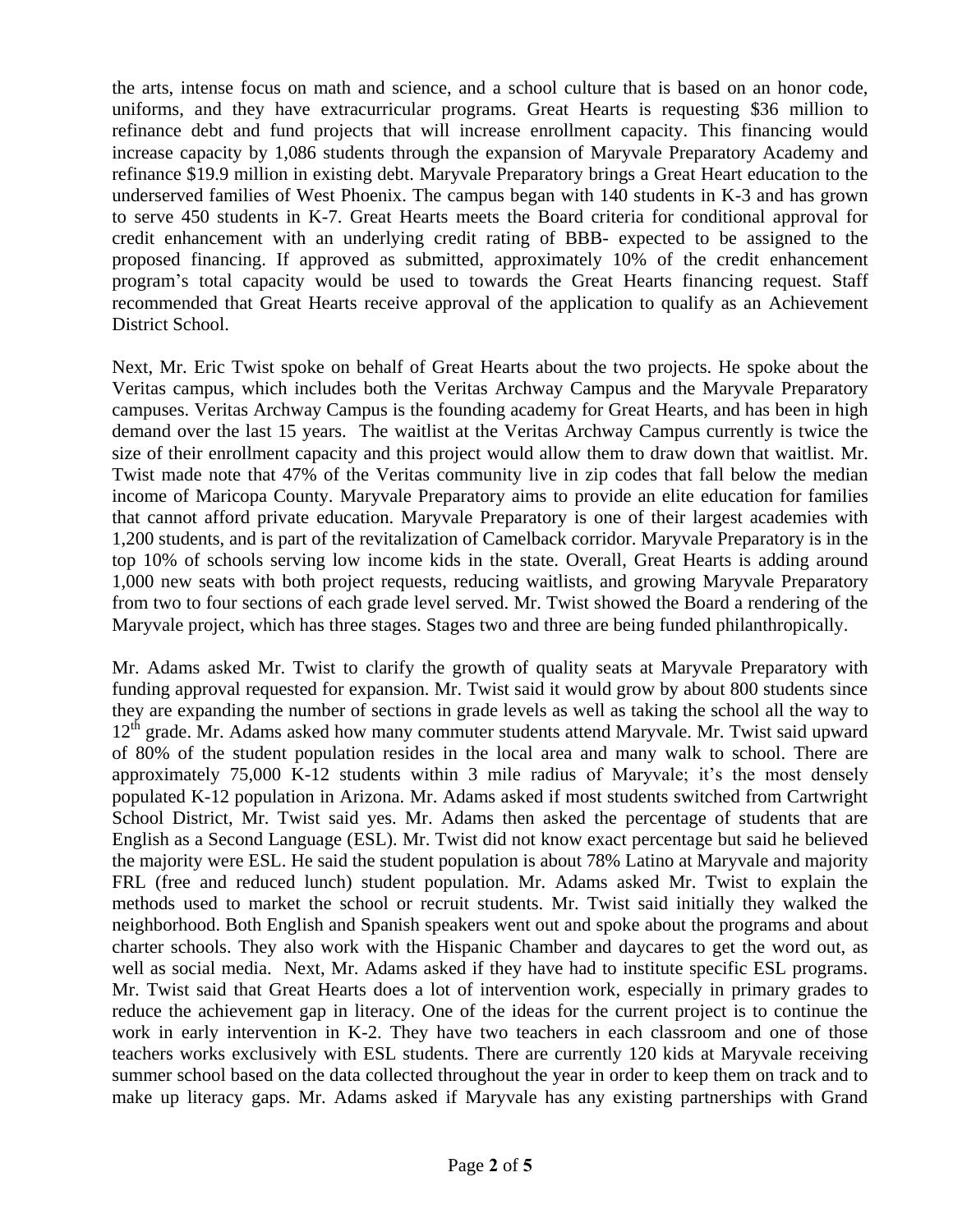the arts, intense focus on math and science, and a school culture that is based on an honor code, uniforms, and they have extracurricular programs. Great Hearts is requesting $36 million to refinance debt and fund projects that will increase enrollment capacity. This financing would increase capacity by 1,086 students through the expansion of Maryvale Preparatory Academy and refinance $19.9 million in existing debt. Maryvale Preparatory brings a Great Heart education to the underserved families of West Phoenix. The campus began with 140 students in K-3 and has grown to serve 450 students in K-7. Great Hearts meets the Board criteria for conditional approval for credit enhancement with an underlying credit rating of BBB- expected to be assigned to the proposed financing. If approved as submitted, approximately 10% of the credit enhancement program's total capacity would be used to towards the Great Hearts financing request. Staff recommended that Great Hearts receive approval of the application to qualify as an Achievement District School.

Next, Mr. Eric Twist spoke on behalf of Great Hearts about the two projects. He spoke about the Veritas campus, which includes both the Veritas Archway Campus and the Maryvale Preparatory campuses. Veritas Archway Campus is the founding academy for Great Hearts, and has been in high demand over the last 15 years. The waitlist at the Veritas Archway Campus currently is twice the size of their enrollment capacity and this project would allow them to draw down that waitlist. Mr. Twist made note that 47% of the Veritas community live in zip codes that fall below the median income of Maricopa County. Maryvale Preparatory aims to provide an elite education for families that cannot afford private education. Maryvale Preparatory is one of their largest academies with 1,200 students, and is part of the revitalization of Camelback corridor. Maryvale Preparatory is in the top 10% of schools serving low income kids in the state. Overall, Great Hearts is adding around 1,000 new seats with both project requests, reducing waitlists, and growing Maryvale Preparatory from two to four sections of each grade level served. Mr. Twist showed the Board a rendering of the Maryvale project, which has three stages. Stages two and three are being funded philanthropically.

Mr. Adams asked Mr. Twist to clarify the growth of quality seats at Maryvale Preparatory with funding approval requested for expansion. Mr. Twist said it would grow by about 800 students since they are expanding the number of sections in grade levels as well as taking the school all the way to 12th grade. Mr. Adams asked how many commuter students attend Maryvale. Mr. Twist said upward of 80% of the student population resides in the local area and many walk to school. There are approximately 75,000 K-12 students within 3 mile radius of Maryvale; it's the most densely populated K-12 population in Arizona. Mr. Adams asked if most students switched from Cartwright School District, Mr. Twist said yes. Mr. Adams then asked the percentage of students that are English as a Second Language (ESL). Mr. Twist did not know exact percentage but said he believed the majority were ESL. He said the student population is about 78% Latino at Maryvale and majority FRL (free and reduced lunch) student population. Mr. Adams asked Mr. Twist to explain the methods used to market the school or recruit students. Mr. Twist said initially they walked the neighborhood. Both English and Spanish speakers went out and spoke about the programs and about charter schools. They also work with the Hispanic Chamber and daycares to get the word out, as well as social media. Next, Mr. Adams asked if they have had to institute specific ESL programs. Mr. Twist said that Great Hearts does a lot of intervention work, especially in primary grades to reduce the achievement gap in literacy. One of the ideas for the current project is to continue the work in early intervention in K-2. They have two teachers in each classroom and one of those teachers works exclusively with ESL students. There are currently 120 kids at Maryvale receiving summer school based on the data collected throughout the year in order to keep them on track and to make up literacy gaps. Mr. Adams asked if Maryvale has any existing partnerships with Grand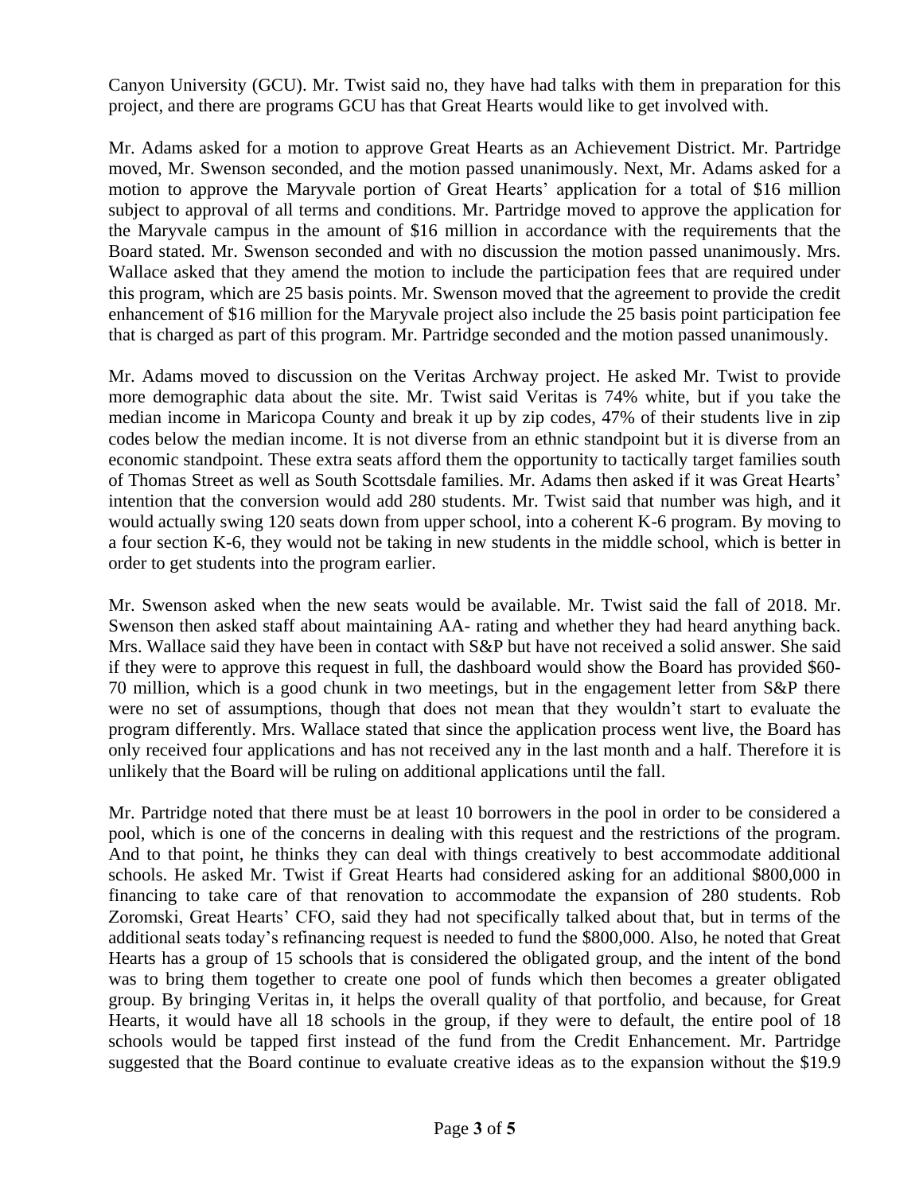Canyon University (GCU). Mr. Twist said no, they have had talks with them in preparation for this project, and there are programs GCU has that Great Hearts would like to get involved with.

Mr. Adams asked for a motion to approve Great Hearts as an Achievement District. Mr. Partridge moved, Mr. Swenson seconded, and the motion passed unanimously. Next, Mr. Adams asked for a motion to approve the Maryvale portion of Great Hearts' application for a total of $16 million subject to approval of all terms and conditions. Mr. Partridge moved to approve the application for the Maryvale campus in the amount of $16 million in accordance with the requirements that the Board stated. Mr. Swenson seconded and with no discussion the motion passed unanimously. Mrs. Wallace asked that they amend the motion to include the participation fees that are required under this program, which are 25 basis points. Mr. Swenson moved that the agreement to provide the credit enhancement of $16 million for the Maryvale project also include the 25 basis point participation fee that is charged as part of this program. Mr. Partridge seconded and the motion passed unanimously.

Mr. Adams moved to discussion on the Veritas Archway project. He asked Mr. Twist to provide more demographic data about the site. Mr. Twist said Veritas is 74% white, but if you take the median income in Maricopa County and break it up by zip codes, 47% of their students live in zip codes below the median income. It is not diverse from an ethnic standpoint but it is diverse from an economic standpoint. These extra seats afford them the opportunity to tactically target families south of Thomas Street as well as South Scottsdale families. Mr. Adams then asked if it was Great Hearts' intention that the conversion would add 280 students. Mr. Twist said that number was high, and it would actually swing 120 seats down from upper school, into a coherent K-6 program. By moving to a four section K-6, they would not be taking in new students in the middle school, which is better in order to get students into the program earlier.

Mr. Swenson asked when the new seats would be available. Mr. Twist said the fall of 2018. Mr. Swenson then asked staff about maintaining AA- rating and whether they had heard anything back. Mrs. Wallace said they have been in contact with S&P but have not received a solid answer. She said if they were to approve this request in full, the dashboard would show the Board has provided $60-70 million, which is a good chunk in two meetings, but in the engagement letter from S&P there were no set of assumptions, though that does not mean that they wouldn't start to evaluate the program differently. Mrs. Wallace stated that since the application process went live, the Board has only received four applications and has not received any in the last month and a half. Therefore it is unlikely that the Board will be ruling on additional applications until the fall.

Mr. Partridge noted that there must be at least 10 borrowers in the pool in order to be considered a pool, which is one of the concerns in dealing with this request and the restrictions of the program. And to that point, he thinks they can deal with things creatively to best accommodate additional schools. He asked Mr. Twist if Great Hearts had considered asking for an additional $800,000 in financing to take care of that renovation to accommodate the expansion of 280 students. Rob Zoromski, Great Hearts' CFO, said they had not specifically talked about that, but in terms of the additional seats today's refinancing request is needed to fund the $800,000. Also, he noted that Great Hearts has a group of 15 schools that is considered the obligated group, and the intent of the bond was to bring them together to create one pool of funds which then becomes a greater obligated group. By bringing Veritas in, it helps the overall quality of that portfolio, and because, for Great Hearts, it would have all 18 schools in the group, if they were to default, the entire pool of 18 schools would be tapped first instead of the fund from the Credit Enhancement. Mr. Partridge suggested that the Board continue to evaluate creative ideas as to the expansion without the $19.9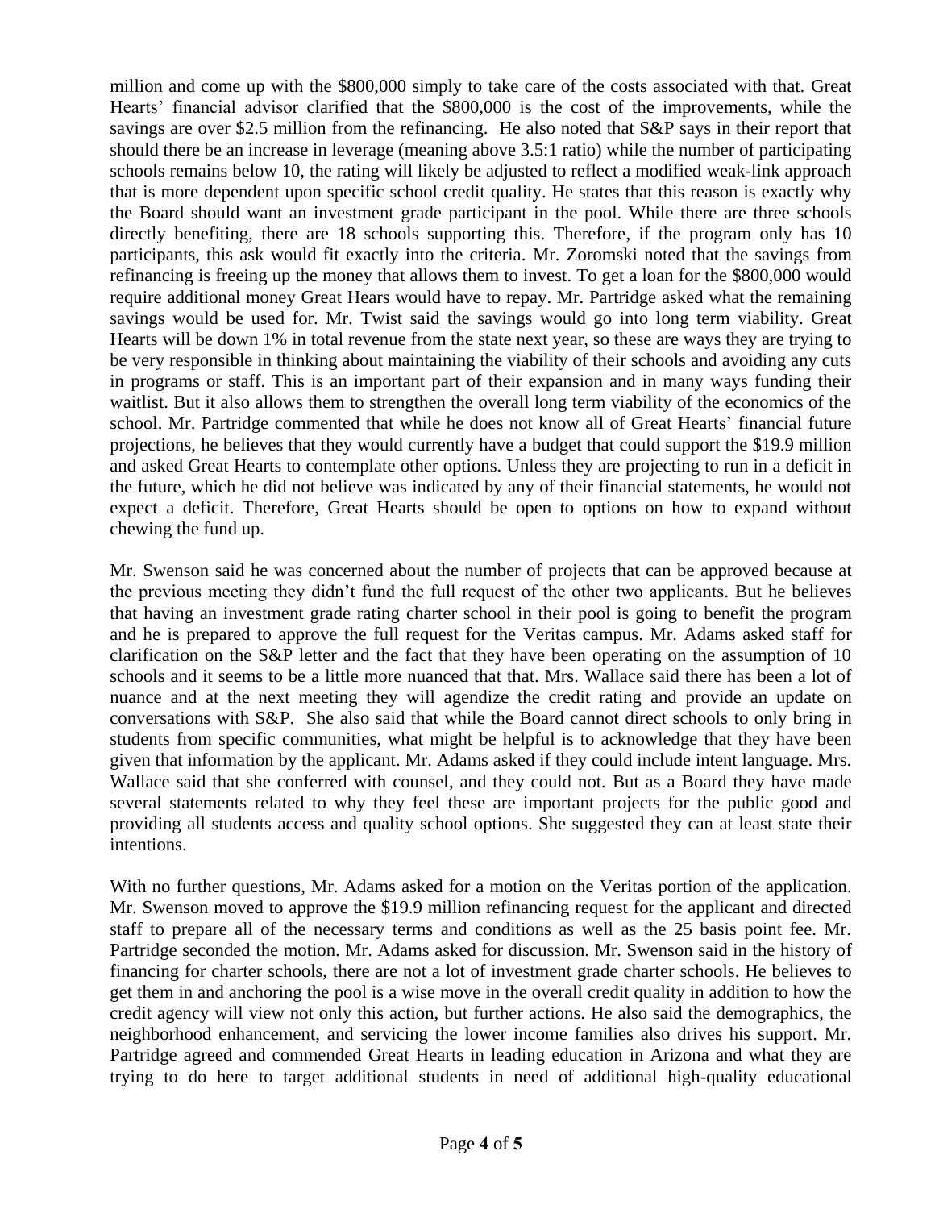million and come up with the $800,000 simply to take care of the costs associated with that. Great Hearts' financial advisor clarified that the $800,000 is the cost of the improvements, while the savings are over $2.5 million from the refinancing. He also noted that S&P says in their report that should there be an increase in leverage (meaning above 3.5:1 ratio) while the number of participating schools remains below 10, the rating will likely be adjusted to reflect a modified weak-link approach that is more dependent upon specific school credit quality. He states that this reason is exactly why the Board should want an investment grade participant in the pool. While there are three schools directly benefiting, there are 18 schools supporting this. Therefore, if the program only has 10 participants, this ask would fit exactly into the criteria. Mr. Zoromski noted that the savings from refinancing is freeing up the money that allows them to invest. To get a loan for the $800,000 would require additional money Great Hears would have to repay. Mr. Partridge asked what the remaining savings would be used for. Mr. Twist said the savings would go into long term viability. Great Hearts will be down 1% in total revenue from the state next year, so these are ways they are trying to be very responsible in thinking about maintaining the viability of their schools and avoiding any cuts in programs or staff. This is an important part of their expansion and in many ways funding their waitlist. But it also allows them to strengthen the overall long term viability of the economics of the school. Mr. Partridge commented that while he does not know all of Great Hearts' financial future projections, he believes that they would currently have a budget that could support the $19.9 million and asked Great Hearts to contemplate other options. Unless they are projecting to run in a deficit in the future, which he did not believe was indicated by any of their financial statements, he would not expect a deficit. Therefore, Great Hearts should be open to options on how to expand without chewing the fund up.

Mr. Swenson said he was concerned about the number of projects that can be approved because at the previous meeting they didn't fund the full request of the other two applicants. But he believes that having an investment grade rating charter school in their pool is going to benefit the program and he is prepared to approve the full request for the Veritas campus. Mr. Adams asked staff for clarification on the S&P letter and the fact that they have been operating on the assumption of 10 schools and it seems to be a little more nuanced that that. Mrs. Wallace said there has been a lot of nuance and at the next meeting they will agendize the credit rating and provide an update on conversations with S&P. She also said that while the Board cannot direct schools to only bring in students from specific communities, what might be helpful is to acknowledge that they have been given that information by the applicant. Mr. Adams asked if they could include intent language. Mrs. Wallace said that she conferred with counsel, and they could not. But as a Board they have made several statements related to why they feel these are important projects for the public good and providing all students access and quality school options. She suggested they can at least state their intentions.

With no further questions, Mr. Adams asked for a motion on the Veritas portion of the application. Mr. Swenson moved to approve the $19.9 million refinancing request for the applicant and directed staff to prepare all of the necessary terms and conditions as well as the 25 basis point fee. Mr. Partridge seconded the motion. Mr. Adams asked for discussion. Mr. Swenson said in the history of financing for charter schools, there are not a lot of investment grade charter schools. He believes to get them in and anchoring the pool is a wise move in the overall credit quality in addition to how the credit agency will view not only this action, but further actions. He also said the demographics, the neighborhood enhancement, and servicing the lower income families also drives his support. Mr. Partridge agreed and commended Great Hearts in leading education in Arizona and what they are trying to do here to target additional students in need of additional high-quality educational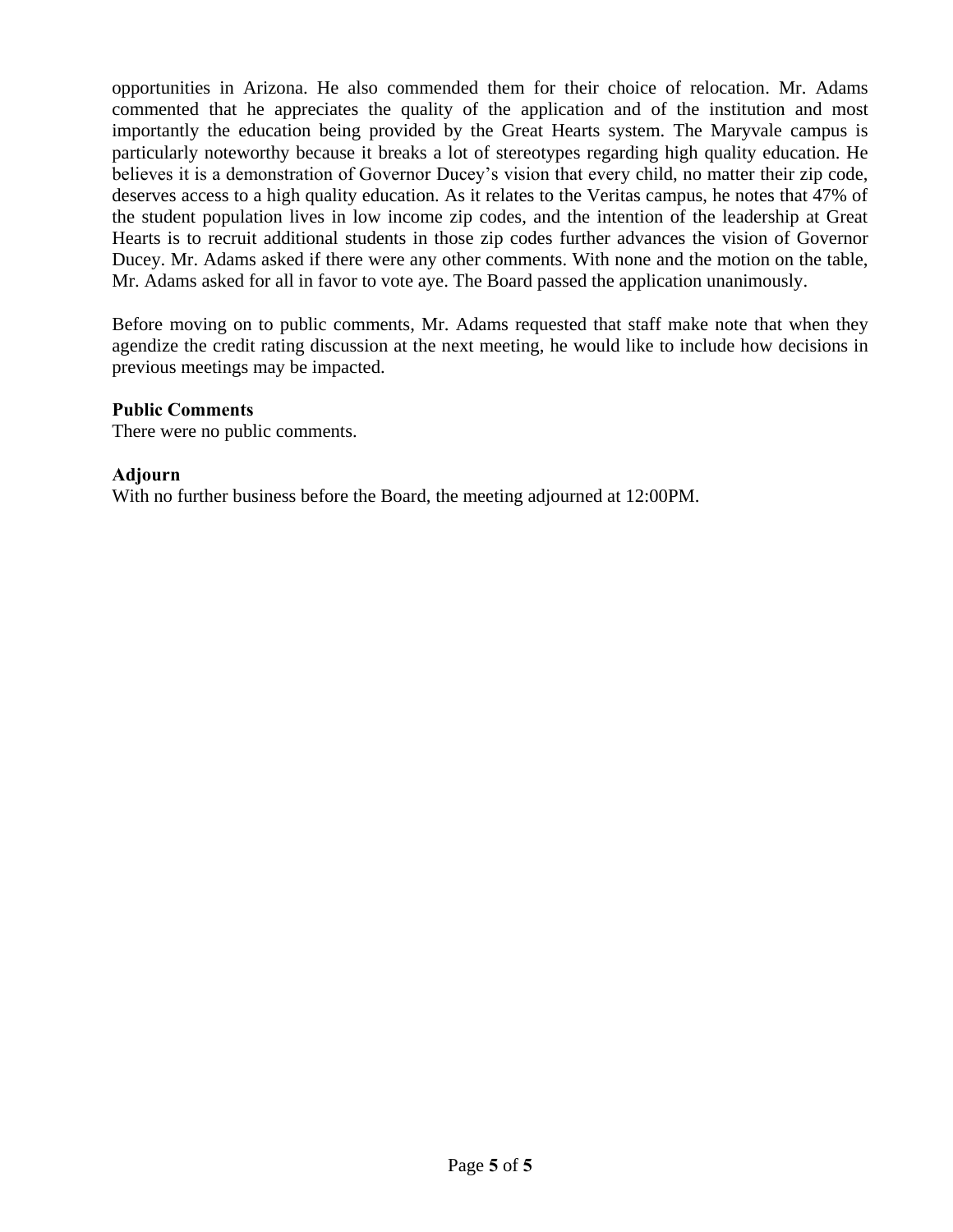opportunities in Arizona. He also commended them for their choice of relocation. Mr. Adams commented that he appreciates the quality of the application and of the institution and most importantly the education being provided by the Great Hearts system. The Maryvale campus is particularly noteworthy because it breaks a lot of stereotypes regarding high quality education. He believes it is a demonstration of Governor Ducey's vision that every child, no matter their zip code, deserves access to a high quality education. As it relates to the Veritas campus, he notes that 47% of the student population lives in low income zip codes, and the intention of the leadership at Great Hearts is to recruit additional students in those zip codes further advances the vision of Governor Ducey. Mr. Adams asked if there were any other comments. With none and the motion on the table, Mr. Adams asked for all in favor to vote aye. The Board passed the application unanimously.

Before moving on to public comments, Mr. Adams requested that staff make note that when they agendize the credit rating discussion at the next meeting, he would like to include how decisions in previous meetings may be impacted.

**Public Comments**
There were no public comments.

**Adjourn**
With no further business before the Board, the meeting adjourned at 12:00PM.